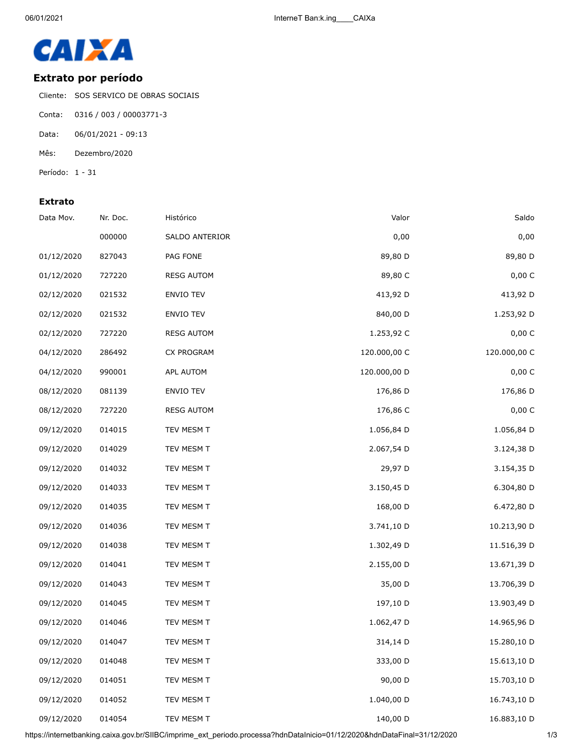CAIXA

## Extrato por período

Cliente: SOS SERVICO DE OBRAS SOCIAIS

Conta: 0316 / 003 / 00003771-3

Data: 06/01/2021 - 09:13

Mês: Dezembro/2020

Período: 1 - 31

### Extrato

| Data Mov. | Nr. Doc. | Histórico | Valor | Saldo |
|---|---|---|---|---|
| | 000000 | SALDO ANTERIOR | 0,00 | 0,00 |
| 01/12/2020 | 827043 | PAG FONE | 89,80 D | 89,80 D |
| 01/12/2020 | 727220 | RESG AUTOM | 89,80 C | 0,00 C |
| 02/12/2020 | 021532 | ENVIO TEV | 413,92 D | 413,92 D |
| 02/12/2020 | 021532 | ENVIO TEV | 840,00 D | 1.253,92 D |
| 02/12/2020 | 727220 | RESG AUTOM | 1.253,92 C | 0,00 C |
| 04/12/2020 | 286492 | CX PROGRAM | 120.000,00 C | 120.000,00 C |
| 04/12/2020 | 990001 | APL AUTOM | 120.000,00 D | 0,00 C |
| 08/12/2020 | 081139 | ENVIO TEV | 176,86 D | 176,86 D |
| 08/12/2020 | 727220 | RESG AUTOM | 176,86 C | 0,00 C |
| 09/12/2020 | 014015 | TEV MESM T | 1.056,84 D | 1.056,84 D |
| 09/12/2020 | 014029 | TEV MESM T | 2.067,54 D | 3.124,38 D |
| 09/12/2020 | 014032 | TEV MESM T | 29,97 D | 3.154,35 D |
| 09/12/2020 | 014033 | TEV MESM T | 3.150,45 D | 6.304,80 D |
| 09/12/2020 | 014035 | TEV MESM T | 168,00 D | 6.472,80 D |
| 09/12/2020 | 014036 | TEV MESM T | 3.741,10 D | 10.213,90 D |
| 09/12/2020 | 014038 | TEV MESM T | 1.302,49 D | 11.516,39 D |
| 09/12/2020 | 014041 | TEV MESM T | 2.155,00 D | 13.671,39 D |
| 09/12/2020 | 014043 | TEV MESM T | 35,00 D | 13.706,39 D |
| 09/12/2020 | 014045 | TEV MESM T | 197,10 D | 13.903,49 D |
| 09/12/2020 | 014046 | TEV MESM T | 1.062,47 D | 14.965,96 D |
| 09/12/2020 | 014047 | TEV MESM T | 314,14 D | 15.280,10 D |
| 09/12/2020 | 014048 | TEV MESM T | 333,00 D | 15.613,10 D |
| 09/12/2020 | 014051 | TEV MESM T | 90,00 D | 15.703,10 D |
| 09/12/2020 | 014052 | TEV MESM T | 1.040,00 D | 16.743,10 D |
| 09/12/2020 | 014054 | TEV MESM T | 140,00 D | 16.883,10 D |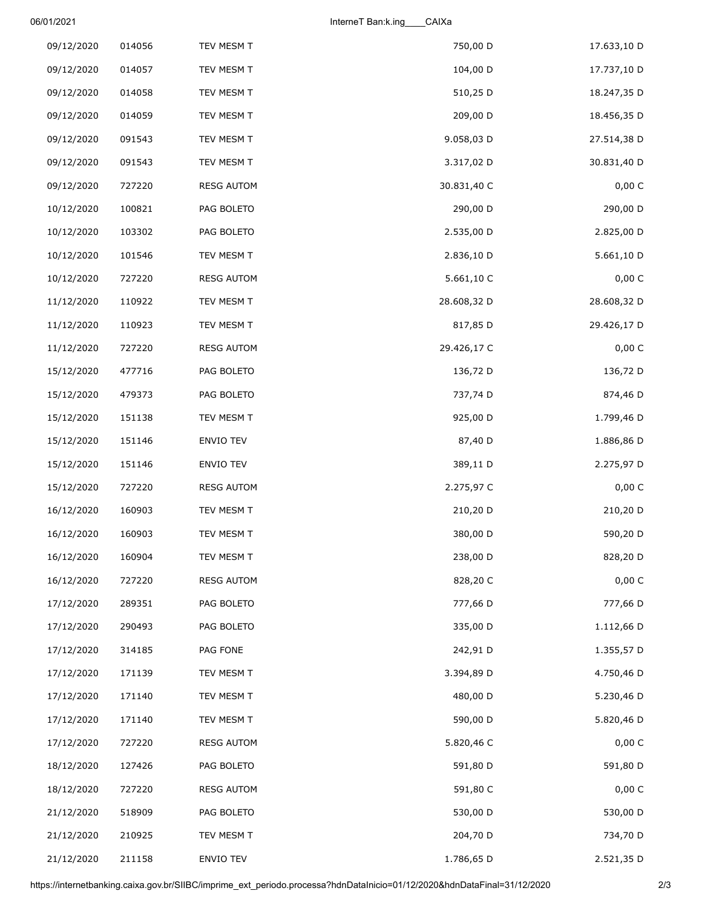| | | | | |
|---|---|---|---|---|
| 09/12/2020 | 014056 | TEV MESM T | 750,00 D | 17.633,10 D |
| 09/12/2020 | 014057 | TEV MESM T | 104,00 D | 17.737,10 D |
| 09/12/2020 | 014058 | TEV MESM T | 510,25 D | 18.247,35 D |
| 09/12/2020 | 014059 | TEV MESM T | 209,00 D | 18.456,35 D |
| 09/12/2020 | 091543 | TEV MESM T | 9.058,03 D | 27.514,38 D |
| 09/12/2020 | 091543 | TEV MESM T | 3.317,02 D | 30.831,40 D |
| 09/12/2020 | 727220 | RESG AUTOM | 30.831,40 C | 0,00 C |
| 10/12/2020 | 100821 | PAG BOLETO | 290,00 D | 290,00 D |
| 10/12/2020 | 103302 | PAG BOLETO | 2.535,00 D | 2.825,00 D |
| 10/12/2020 | 101546 | TEV MESM T | 2.836,10 D | 5.661,10 D |
| 10/12/2020 | 727220 | RESG AUTOM | 5.661,10 C | 0,00 C |
| 11/12/2020 | 110922 | TEV MESM T | 28.608,32 D | 28.608,32 D |
| 11/12/2020 | 110923 | TEV MESM T | 817,85 D | 29.426,17 D |
| 11/12/2020 | 727220 | RESG AUTOM | 29.426,17 C | 0,00 C |
| 15/12/2020 | 477716 | PAG BOLETO | 136,72 D | 136,72 D |
| 15/12/2020 | 479373 | PAG BOLETO | 737,74 D | 874,46 D |
| 15/12/2020 | 151138 | TEV MESM T | 925,00 D | 1.799,46 D |
| 15/12/2020 | 151146 | ENVIO TEV | 87,40 D | 1.886,86 D |
| 15/12/2020 | 151146 | ENVIO TEV | 389,11 D | 2.275,97 D |
| 15/12/2020 | 727220 | RESG AUTOM | 2.275,97 C | 0,00 C |
| 16/12/2020 | 160903 | TEV MESM T | 210,20 D | 210,20 D |
| 16/12/2020 | 160903 | TEV MESM T | 380,00 D | 590,20 D |
| 16/12/2020 | 160904 | TEV MESM T | 238,00 D | 828,20 D |
| 16/12/2020 | 727220 | RESG AUTOM | 828,20 C | 0,00 C |
| 17/12/2020 | 289351 | PAG BOLETO | 777,66 D | 777,66 D |
| 17/12/2020 | 290493 | PAG BOLETO | 335,00 D | 1.112,66 D |
| 17/12/2020 | 314185 | PAG FONE | 242,91 D | 1.355,57 D |
| 17/12/2020 | 171139 | TEV MESM T | 3.394,89 D | 4.750,46 D |
| 17/12/2020 | 171140 | TEV MESM T | 480,00 D | 5.230,46 D |
| 17/12/2020 | 171140 | TEV MESM T | 590,00 D | 5.820,46 D |
| 17/12/2020 | 727220 | RESG AUTOM | 5.820,46 C | 0,00 C |
| 18/12/2020 | 127426 | PAG BOLETO | 591,80 D | 591,80 D |
| 18/12/2020 | 727220 | RESG AUTOM | 591,80 C | 0,00 C |
| 21/12/2020 | 518909 | PAG BOLETO | 530,00 D | 530,00 D |
| 21/12/2020 | 210925 | TEV MESM T | 204,70 D | 734,70 D |
| 21/12/2020 | 211158 | ENVIO TEV | 1.786,65 D | 2.521,35 D |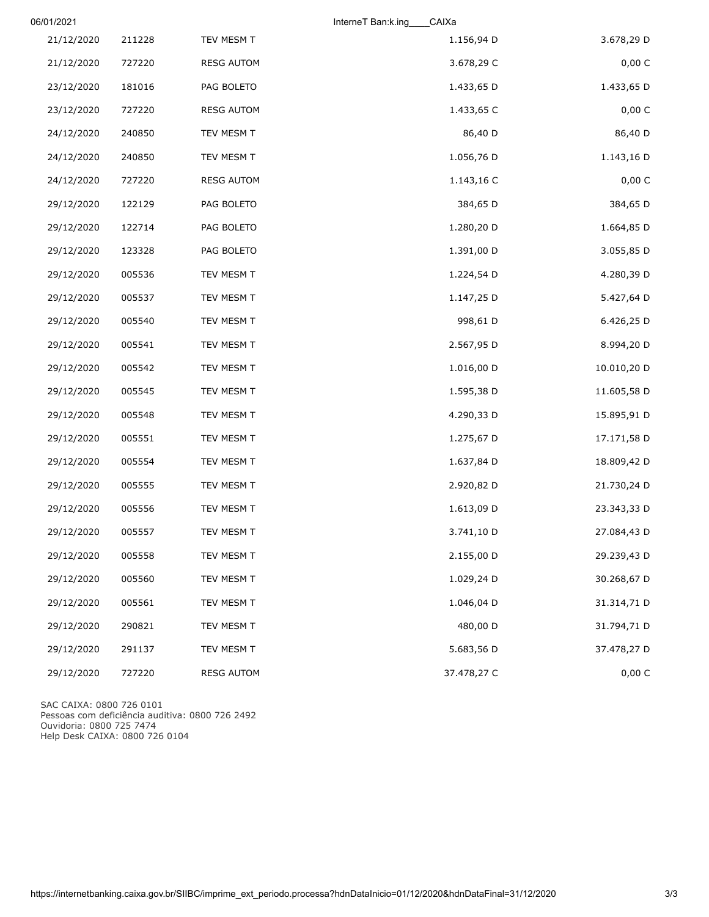| | | | | |
|---|---|---|---|---|
| 21/12/2020 | 211228 | TEV MESM T | 1.156,94 D | 3.678,29 D |
| 21/12/2020 | 727220 | RESG AUTOM | 3.678,29 C | 0,00 C |
| 23/12/2020 | 181016 | PAG BOLETO | 1.433,65 D | 1.433,65 D |
| 23/12/2020 | 727220 | RESG AUTOM | 1.433,65 C | 0,00 C |
| 24/12/2020 | 240850 | TEV MESM T | 86,40 D | 86,40 D |
| 24/12/2020 | 240850 | TEV MESM T | 1.056,76 D | 1.143,16 D |
| 24/12/2020 | 727220 | RESG AUTOM | 1.143,16 C | 0,00 C |
| 29/12/2020 | 122129 | PAG BOLETO | 384,65 D | 384,65 D |
| 29/12/2020 | 122714 | PAG BOLETO | 1.280,20 D | 1.664,85 D |
| 29/12/2020 | 123328 | PAG BOLETO | 1.391,00 D | 3.055,85 D |
| 29/12/2020 | 005536 | TEV MESM T | 1.224,54 D | 4.280,39 D |
| 29/12/2020 | 005537 | TEV MESM T | 1.147,25 D | 5.427,64 D |
| 29/12/2020 | 005540 | TEV MESM T | 998,61 D | 6.426,25 D |
| 29/12/2020 | 005541 | TEV MESM T | 2.567,95 D | 8.994,20 D |
| 29/12/2020 | 005542 | TEV MESM T | 1.016,00 D | 10.010,20 D |
| 29/12/2020 | 005545 | TEV MESM T | 1.595,38 D | 11.605,58 D |
| 29/12/2020 | 005548 | TEV MESM T | 4.290,33 D | 15.895,91 D |
| 29/12/2020 | 005551 | TEV MESM T | 1.275,67 D | 17.171,58 D |
| 29/12/2020 | 005554 | TEV MESM T | 1.637,84 D | 18.809,42 D |
| 29/12/2020 | 005555 | TEV MESM T | 2.920,82 D | 21.730,24 D |
| 29/12/2020 | 005556 | TEV MESM T | 1.613,09 D | 23.343,33 D |
| 29/12/2020 | 005557 | TEV MESM T | 3.741,10 D | 27.084,43 D |
| 29/12/2020 | 005558 | TEV MESM T | 2.155,00 D | 29.239,43 D |
| 29/12/2020 | 005560 | TEV MESM T | 1.029,24 D | 30.268,67 D |
| 29/12/2020 | 005561 | TEV MESM T | 1.046,04 D | 31.314,71 D |
| 29/12/2020 | 290821 | TEV MESM T | 480,00 D | 31.794,71 D |
| 29/12/2020 | 291137 | TEV MESM T | 5.683,56 D | 37.478,27 D |
| 29/12/2020 | 727220 | RESG AUTOM | 37.478,27 C | 0,00 C |

SAC CAIXA: 0800 726 0101
Pessoas com deficiência auditiva: 0800 726 2492
Ouvidoria: 0800 725 7474
Help Desk CAIXA: 0800 726 0104